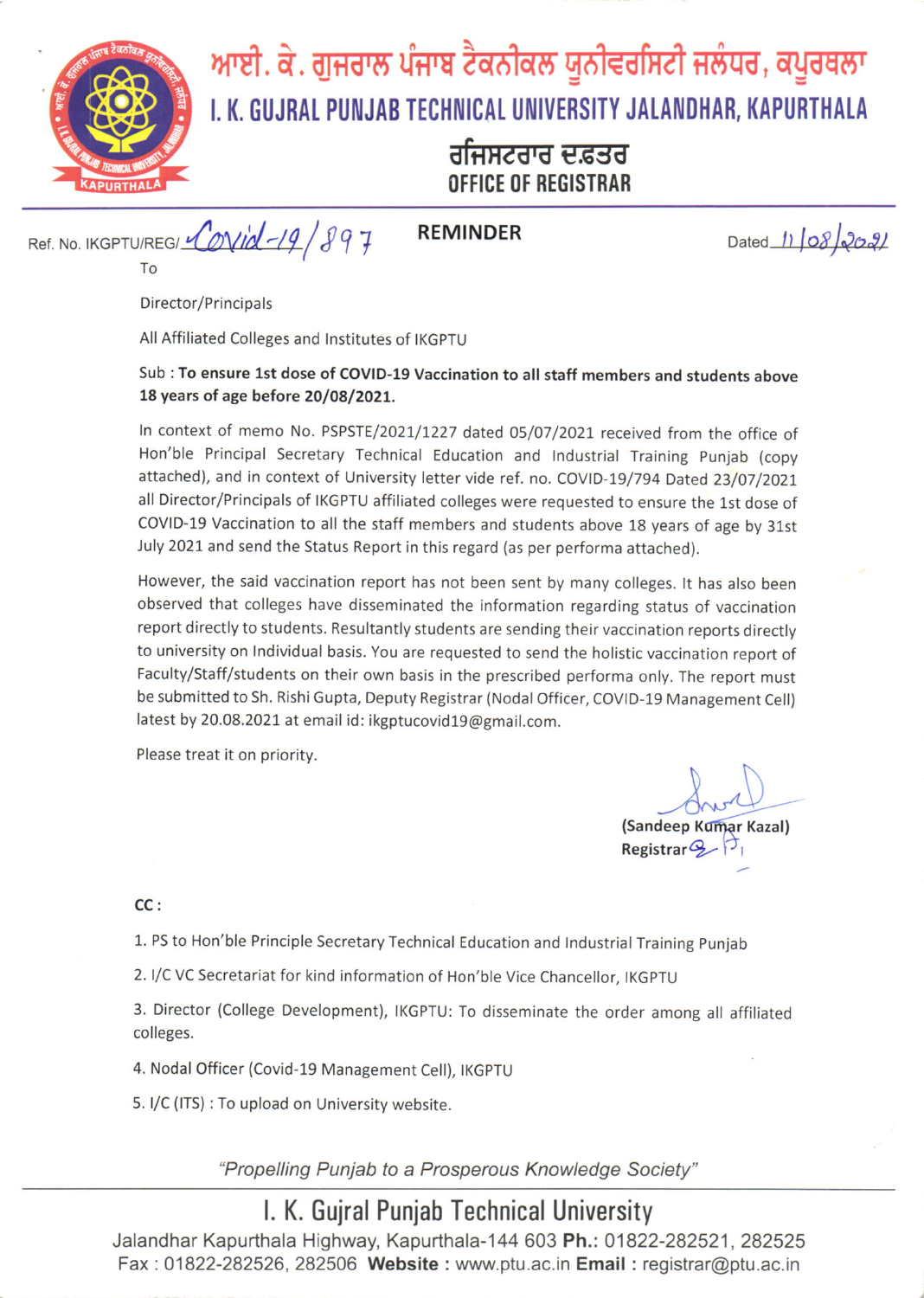# ਆਈ. ਕੇ. ਗੁਜਰਾਲ ਪੰਜਾਬ ਟੈਕਨੀਕਲ ਯੂਨੀਵਰਸਿਟੀ ਜਲੰਧਰ, ਕਪੂਰਥਲਾ

# I. K. GUJRAL PUNJAB TECHNICAL UNIVERSITY JALANDHAR, KAPURTHALA

## ਰਜਿਸਟਰਾਰ ਦਫ਼ਤਰ

## OFFICE OF REGISTRAR

Ref. No. IKGPTU/REG/Covid-19/897

**REMINDER**

Dated 11/08/2021

To

Director/Principals

All Affiliated Colleges and Institutes of IKGPTU

Sub : **To ensure 1st dose of COVID-19 Vaccination to all staff members and students above 18 years of age before 20/08/2021.**

In context of memo No. PSPSTE/2021/1227 dated 05/07/2021 received from the office of Hon'ble Principal Secretary Technical Education and Industrial Training Punjab (copy attached), and in context of University letter vide ref. no. COVID-19/794 Dated 23/07/2021 all Director/Principals of IKGPTU affiliated colleges were requested to ensure the 1st dose of COVID-19 Vaccination to all the staff members and students above 18 years of age by 31st July 2021 and send the Status Report in this regard (as per performa attached).

However, the said vaccination report has not been sent by many colleges. It has also been observed that colleges have disseminated the information regarding status of vaccination report directly to students. Resultantly students are sending their vaccination reports directly to university on Individual basis. You are requested to send the holistic vaccination report of Faculty/Staff/students on their own basis in the prescribed performa only. The report must be submitted to Sh. Rishi Gupta, Deputy Registrar (Nodal Officer, COVID-19 Management Cell) latest by 20.08.2021 at email id: ikgptucovid19@gmail.com.

Please treat it on priority.

**(Sandeep Kumar Kazal)**
**Registrar**

**CC :**

1. PS to Hon'ble Principle Secretary Technical Education and Industrial Training Punjab
2. I/C VC Secretariat for kind information of Hon'ble Vice Chancellor, IKGPTU
3. Director (College Development), IKGPTU: To disseminate the order among all affiliated colleges.
4. Nodal Officer (Covid-19 Management Cell), IKGPTU
5. I/C (ITS) : To upload on University website.

*"Propelling Punjab to a Prosperous Knowledge Society"*

I. K. Gujral Punjab Technical University

Jalandhar Kapurthala Highway, Kapurthala-144 603 **Ph.:** 01822-282521, 282525
Fax : 01822-282526, 282506 **Website :** www.ptu.ac.in **Email :** registrar@ptu.ac.in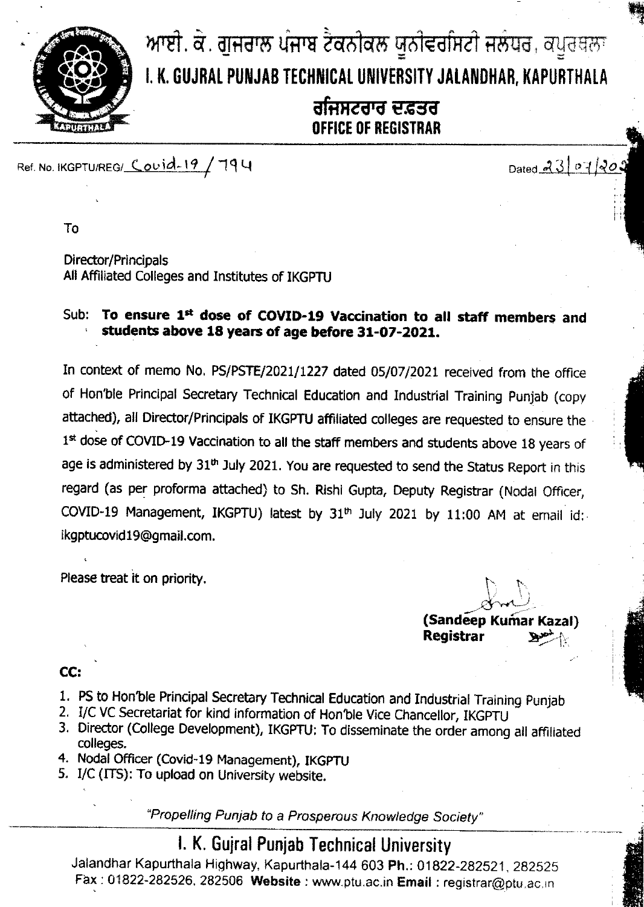# ਆਈ. ਕੇ. ਗੁਜਰਾਲ ਪੰਜਾਬ ਟੈਕਨੀਕਲ ਯੂਨੀਵਰਸਿਟੀ ਜਲੰਧਰ, ਕਪੂਰਥਲਾ

# I. K. GUJRAL PUNJAB TECHNICAL UNIVERSITY JALANDHAR, KAPURTHALA

## ਰਜਿਸਟਰਾਰ ਦਫ਼ਤਰ
## OFFICE OF REGISTRAR

Ref. No. IKGPTU/REG/ Covid-19 / 794 Dated 23/07/202

To

Director/Principals
All Affiliated Colleges and Institutes of IKGPTU

Sub: **To ensure 1st dose of COVID-19 Vaccination to all staff members and students above 18 years of age before 31-07-2021.**

In context of memo No. PS/PSTE/2021/1227 dated 05/07/2021 received from the office of Hon'ble Principal Secretary Technical Education and Industrial Training Punjab (copy attached), all Director/Principals of IKGPTU affiliated colleges are requested to ensure the 1st dose of COVID-19 Vaccination to all the staff members and students above 18 years of age is administered by 31th July 2021. You are requested to send the Status Report in this regard (as per proforma attached) to Sh. Rishi Gupta, Deputy Registrar (Nodal Officer, COVID-19 Management, IKGPTU) latest by 31th July 2021 by 11:00 AM at email id: ikgptucovid19@gmail.com.

Please treat it on priority.

**(Sandeep Kumar Kazal)**
**Registrar**

CC:

1. PS to Hon'ble Principal Secretary Technical Education and Industrial Training Punjab
2. I/C VC Secretariat for kind information of Hon'ble Vice Chancellor, IKGPTU
3. Director (College Development), IKGPTU: To disseminate the order among all affiliated colleges.
4. Nodal Officer (Covid-19 Management), IKGPTU
5. I/C (ITS): To upload on University website.

*"Propelling Punjab to a Prosperous Knowledge Society"*

I. K. Gujral Punjab Technical University
Jalandhar Kapurthala Highway, Kapurthala-144 603 **Ph.:** 01822-282521, 282525
Fax : 01822-282526, 282506 **Website :** www.ptu.ac.in **Email :** registrar@ptu.ac.in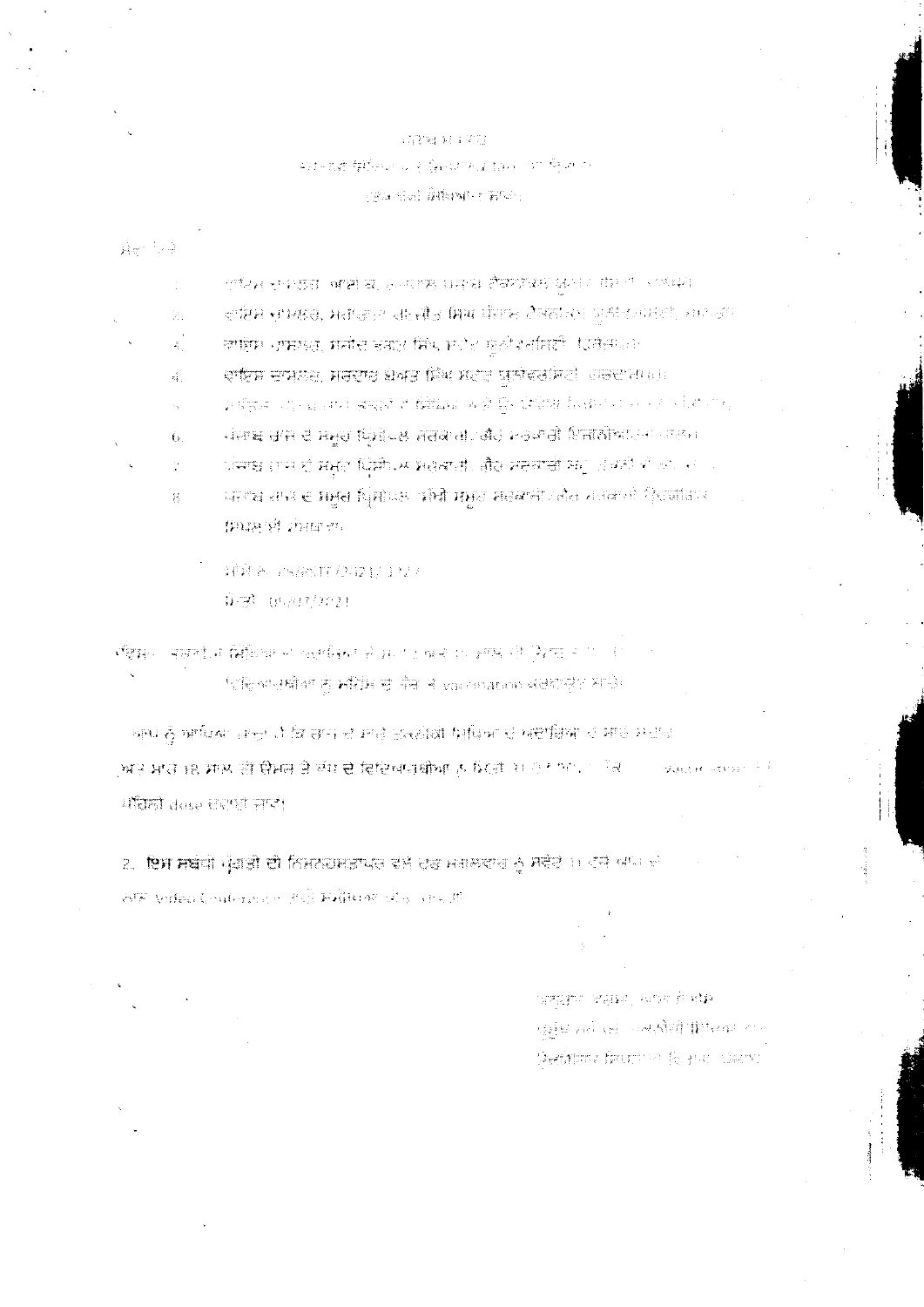ਸੇਵਾ ਵਿਖੇ

1. ਰਜਿਸਟਰਾਰ, ...
2. ਰਜਿਸਟਰਾਰ, ਮਹਾਰਾਜਾ ਰਣਜੀਤ ਸਿੰਘ ਪੰਜਾਬ ਟੈਕਨੀਕਲ ਯੂਨੀਵਰਸਿਟੀ, ਬਠਿੰਡਾ
3. ਰਜਿਸਟਰਾਰ, ਮਹਾਰਾਜਾ ਭੁਪਿੰਦਰ ਸਿੰਘ ਪੰਜਾਬ ਸਪੋਰਟਸ ਯੂਨੀਵਰਸਿਟੀ, ਪਟਿਆਲਾ
4. ਰਜਿਸਟਰਾਰ, ...
5. ...
6. ਪੰਜਾਬ ਰਾਜ ਦੇ ਸਮੂਹ ਪ੍ਰਿੰਸੀਪਲ ਸਰਕਾਰੀ ਅਤੇ ਸਹਾਇਤਾ ਪ੍ਰਾਪਤ ...
7. ਪੰਜਾਬ ਰਾਜ ਦੇ ਸਮੂਹ ਪ੍ਰਿੰਸੀਪਲ ਸਰਕਾਰੀ ਅਤੇ ਸਹਾਇਤਾ ...
8. ਪੰਜਾਬ ਰਾਜ ਦੇ ਸਮੂਹ ਪ੍ਰਿੰਸੀਪਲ ਪ੍ਰਾਈਵੇਟ ਸਮੂਹ ਸਰਕਾਰੀ ਅਤੇ ... ਸੰਸਥਾਵਾਂ

ਮੀਮੋ ਨੰ ...

ਮਿਤੀ 05/07/2021

ਵਿਸ਼ਾ: ... ਵਿਦਿਆਰਥੀਆਂ ਨੂੰ ... vaccination ...

ਆਪ ਨੂੰ ... 18 ਸਾਲ ਦੀ ਉਮਰ ਤੋਂ ਵੱਧ ਦੇ ਵਿਦਿਆਰਥੀਆਂ ਨੂੰ ... ਪਹਿਲੀ dose ਲਗਾਈ ਜਾਵੇ।

2. ਇਸ ਸਬੰਧੀ ਪ੍ਰਗਤੀ ਦੀ ... Video Conference ਰਾਹੀਂ ਮੀਟਿੰਗ ਕੀਤੀ ਜਾਵੇਗੀ।

ਸਹਾਇਕ ...

ਉਚੇਰੀ ਸਿੱਖਿਆ ...

ਉਚੇਰੀ ਸਿੱਖਿਆ ਵਿਭਾਗ ...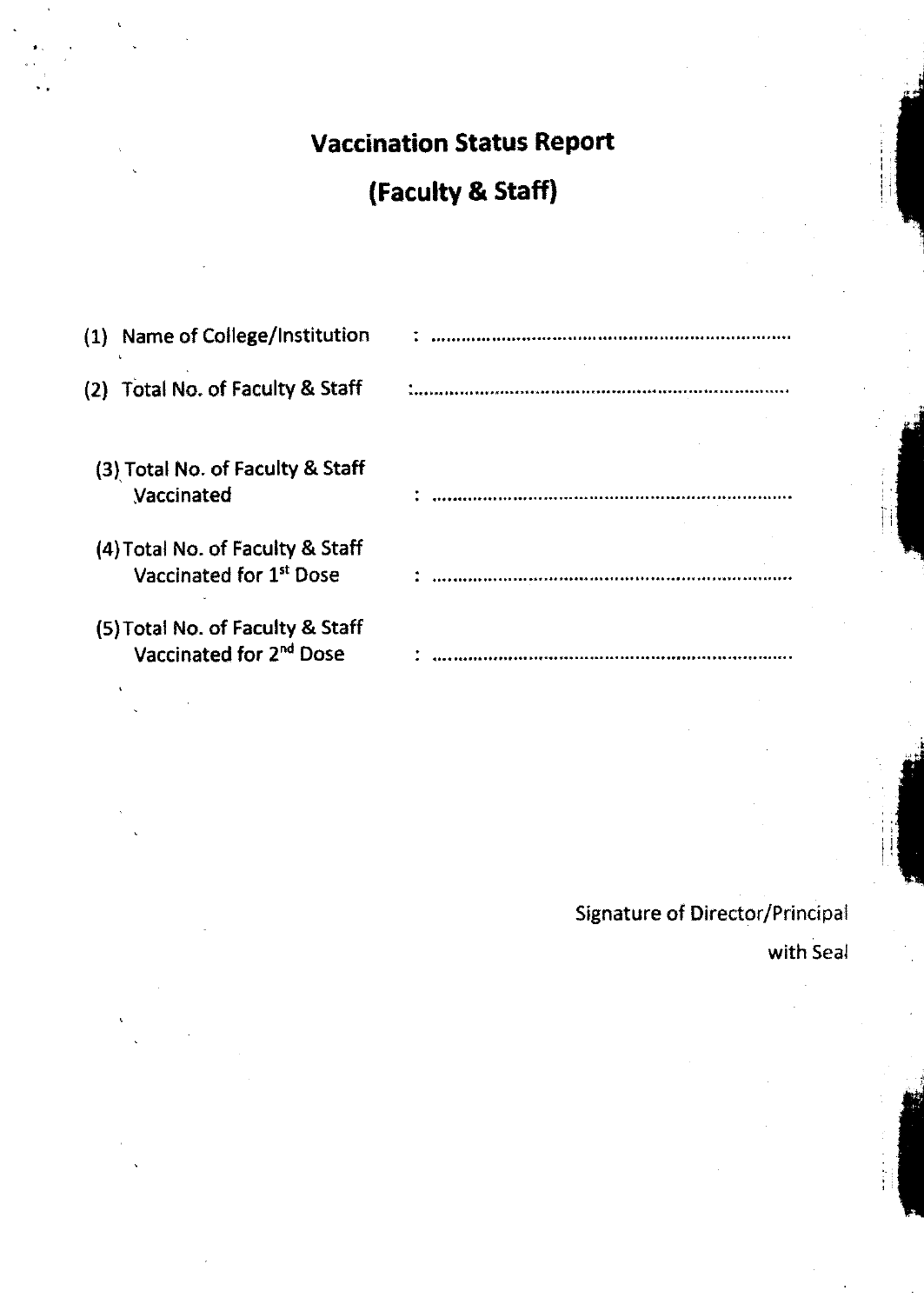# Vaccination Status Report

## (Faculty & Staff)

(1) Name of College/Institution : ....................................................................

(2) Total No. of Faculty & Staff :....................................................................

(3) Total No. of Faculty & Staff Vaccinated : ....................................................................

(4) Total No. of Faculty & Staff Vaccinated for 1st Dose : ....................................................................

(5) Total No. of Faculty & Staff Vaccinated for 2nd Dose : ....................................................................

Signature of Director/Principal

with Seal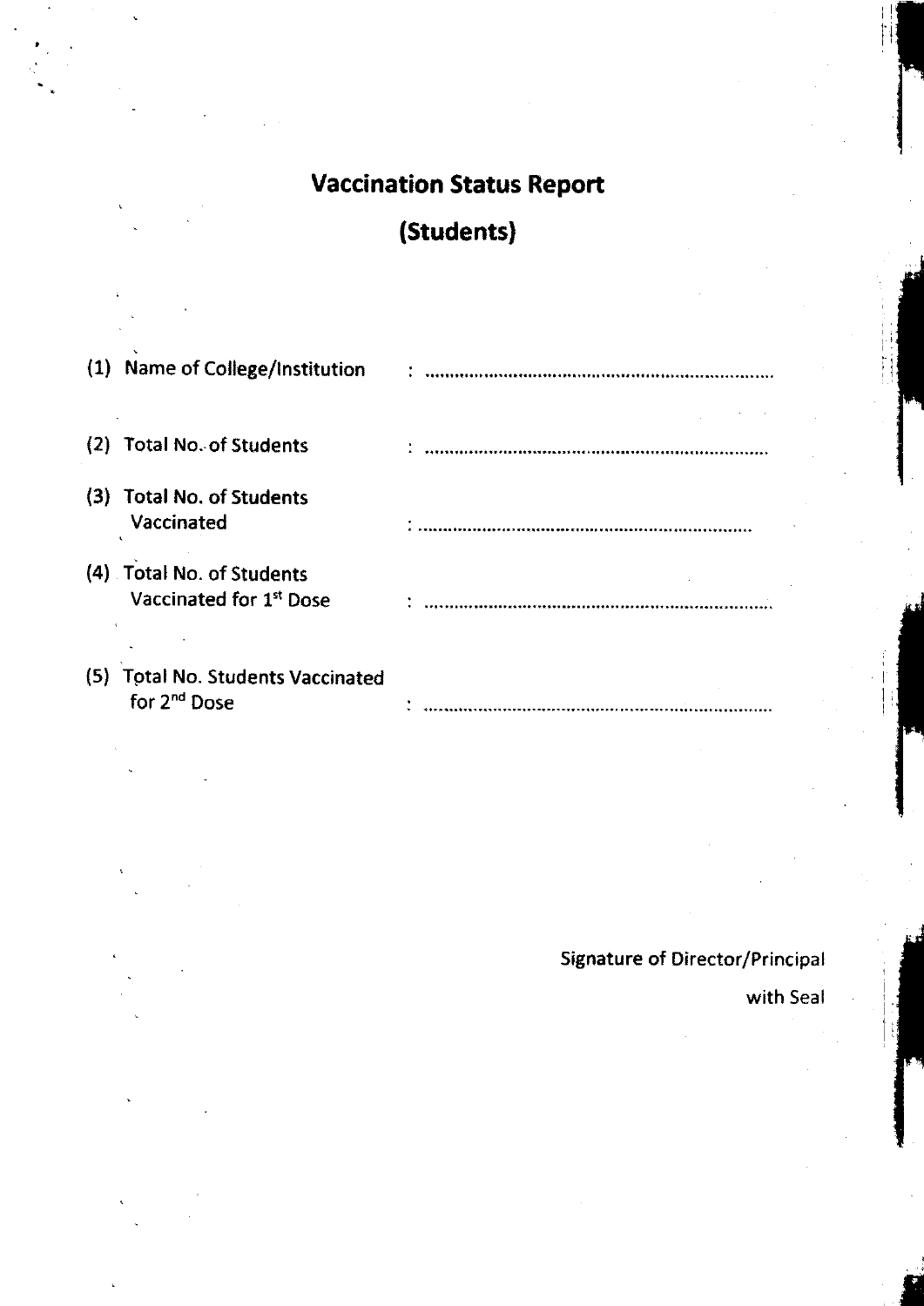# Vaccination Status Report

## (Students)

(1) Name of College/Institution : ..........................................................................

(2) Total No. of Students : ..........................................................................

(3) Total No. of Students Vaccinated : ..........................................................................

(4) Total No. of Students Vaccinated for 1st Dose : ..........................................................................

(5) Total No. Students Vaccinated for 2nd Dose : ..........................................................................

Signature of Director/Principal

with Seal